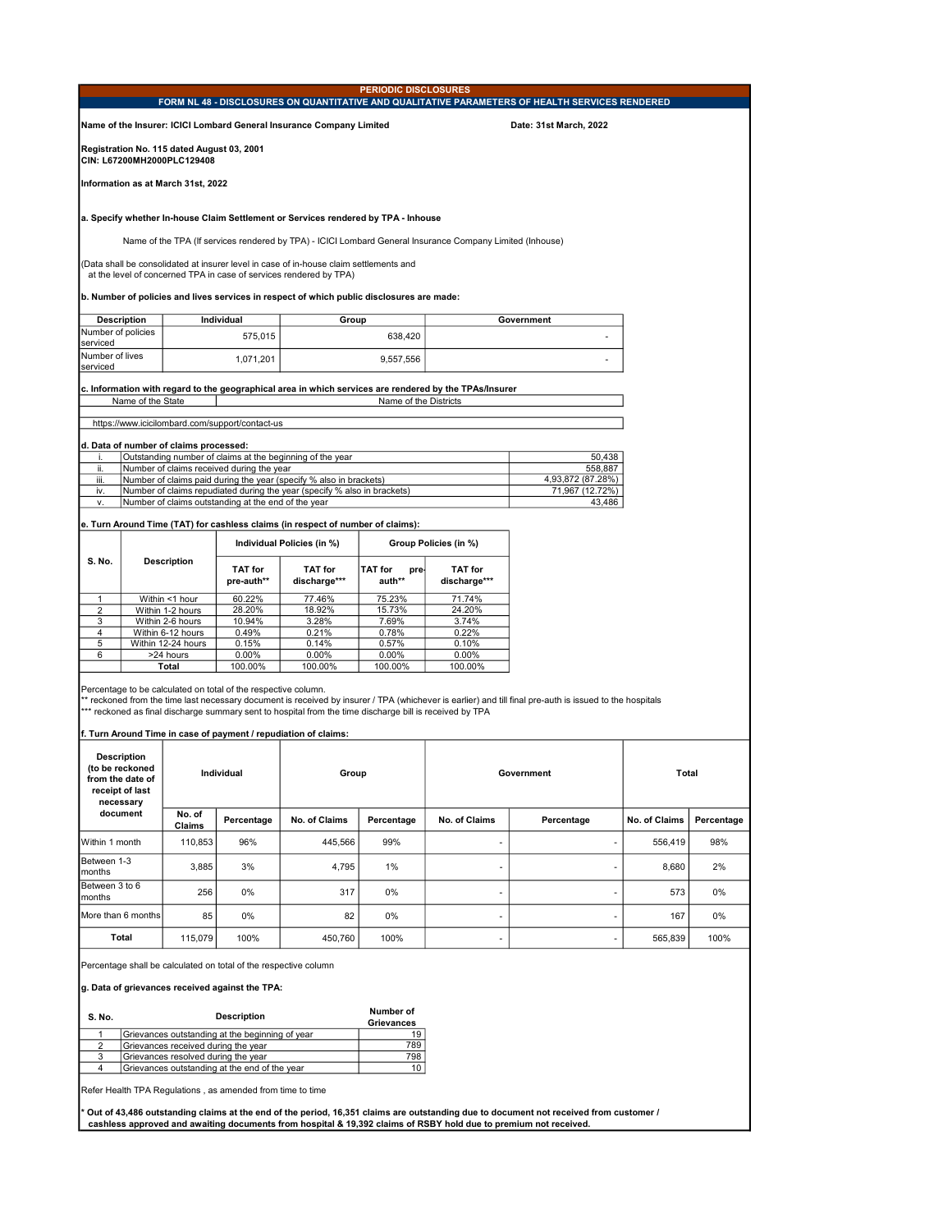# PERIODIC DISCLOSURES

## FORM NL 48 - DISCLOSURES ON QUANTITATIVE AND QUALITATIVE PARAMETERS OF HEALTH SERVICES RENDERED

**Name of the Insurer: ICICI Lombard General Insurance Company Limited** **Date: 31st March, 2022**

**Registration No. 115 dated August 03, 2001**
**CIN: L67200MH2000PLC129408**

**Information as at March 31st, 2022**

**a. Specify whether In-house Claim Settlement or Services rendered by TPA - Inhouse**

Name of the TPA (If services rendered by TPA) - ICICI Lombard General Insurance Company Limited (Inhouse)

(Data shall be consolidated at insurer level in case of in-house claim settlements and at the level of concerned TPA in case of services rendered by TPA)

**b. Number of policies and lives services in respect of which public disclosures are made:**

| Description | Individual | Group | Government |
|---|---|---|---|
| Number of policies serviced | 575,015 | 638,420 | - |
| Number of lives serviced | 1,071,201 | 9,557,556 | - |

**c. Information with regard to the geographical area in which services are rendered by the TPAs/Insurer**

| Name of the State | Name of the Districts |
|---|---|
| https://www.icicilombard.com/support/contact-us | |

**d. Data of number of claims processed:**

| | | |
|---|---|---|
| i. | Outstanding number of claims at the beginning of the year | 50,438 |
| ii. | Number of claims received during the year | 558,887 |
| iii. | Number of claims paid during the year (specify % also in brackets) | 4,93,872 (87.28%) |
| iv. | Number of claims repudiated during the year (specify % also in brackets) | 71,967 (12.72%) |
| v. | Number of claims outstanding at the end of the year | 43,486 |

**e. Turn Around Time (TAT) for cashless claims (in respect of number of claims):**

| S. No. | Description | Individual Policies (in %) | | Group Policies (in %) | |
|---|---|---|---|---|---|
| | | TAT for pre-auth** | TAT for discharge*** | TAT for pre-auth** | TAT for discharge*** |
| 1 | Within <1 hour | 60.22% | 77.46% | 75.23% | 71.74% |
| 2 | Within 1-2 hours | 28.20% | 18.92% | 15.73% | 24.20% |
| 3 | Within 2-6 hours | 10.94% | 3.28% | 7.69% | 3.74% |
| 4 | Within 6-12 hours | 0.49% | 0.21% | 0.78% | 0.22% |
| 5 | Within 12-24 hours | 0.15% | 0.14% | 0.57% | 0.10% |
| 6 | >24 hours | 0.00% | 0.00% | 0.00% | 0.00% |
| | Total | 100.00% | 100.00% | 100.00% | 100.00% |

Percentage to be calculated on total of the respective column.
** reckoned from the time last necessary document is received by insurer / TPA (whichever is earlier) and till final pre-auth is issued to the hospitals
*** reckoned as final discharge summary sent to hospital from the time discharge bill is received by TPA

**f. Turn Around Time in case of payment / repudiation of claims:**

| Description (to be reckoned from the date of receipt of last necessary document | Individual | | Group | | Government | | Total | |
|---|---|---|---|---|---|---|---|---|
| | No. of Claims | Percentage | No. of Claims | Percentage | No. of Claims | Percentage | No. of Claims | Percentage |
| Within 1 month | 110,853 | 96% | 445,566 | 99% | - | - | 556,419 | 98% |
| Between 1-3 months | 3,885 | 3% | 4,795 | 1% | - | - | 8,680 | 2% |
| Between 3 to 6 months | 256 | 0% | 317 | 0% | - | - | 573 | 0% |
| More than 6 months | 85 | 0% | 82 | 0% | - | - | 167 | 0% |
| Total | 115,079 | 100% | 450,760 | 100% | - | - | 565,839 | 100% |

Percentage shall be calculated on total of the respective column

**g. Data of grievances received against the TPA:**

| S. No. | Description | Number of Grievances |
|---|---|---|
| 1 | Grievances outstanding at the beginning of year | 19 |
| 2 | Grievances received during the year | 789 |
| 3 | Grievances resolved during the year | 798 |
| 4 | Grievances outstanding at the end of the year | 10 |

Refer Health TPA Regulations , as amended from time to time

**\* Out of 43,486 outstanding claims at the end of the period, 16,351 claims are outstanding due to document not received from customer / cashless approved and awaiting documents from hospital & 19,392 claims of RSBY hold due to premium not received.**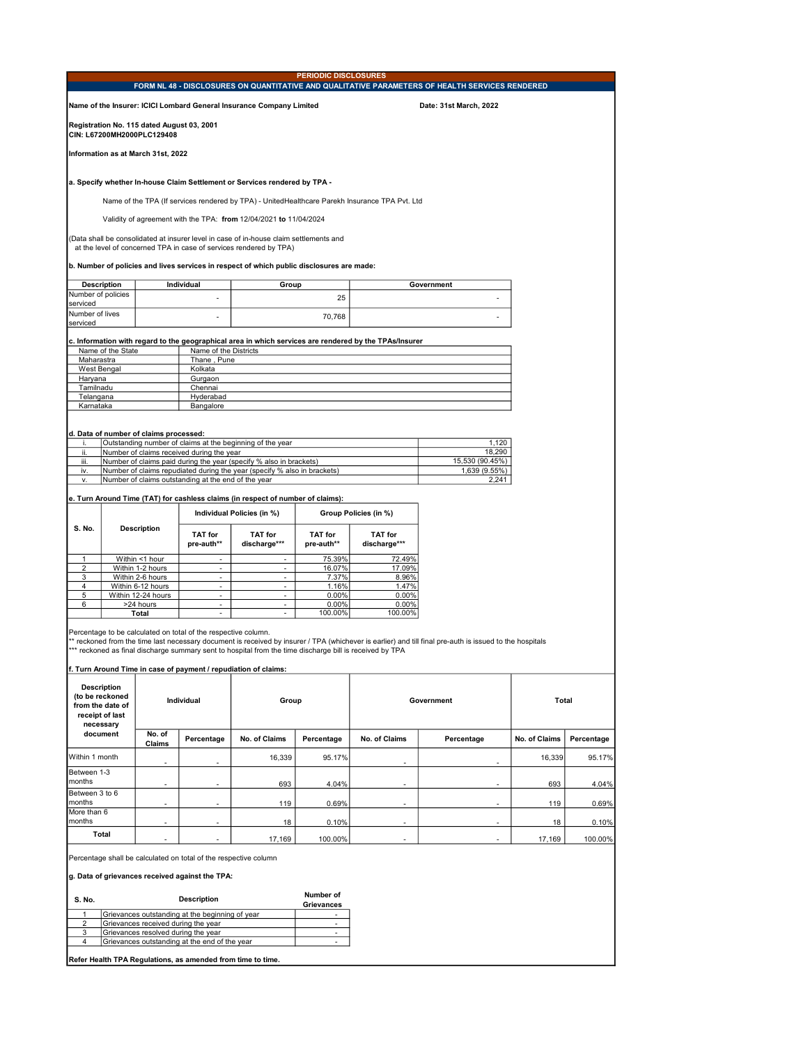# PERIODIC DISCLOSURES

## FORM NL 48 - DISCLOSURES ON QUANTITATIVE AND QUALITATIVE PARAMETERS OF HEALTH SERVICES RENDERED

**Name of the Insurer: ICICI Lombard General Insurance Company Limited** **Date: 31st March, 2022**

**Registration No. 115 dated August 03, 2001**
**CIN: L67200MH2000PLC129408**

**Information as at March 31st, 2022**

**a. Specify whether In-house Claim Settlement or Services rendered by TPA -**

Name of the TPA (If services rendered by TPA) - UnitedHealthcare Parekh Insurance TPA Pvt. Ltd

Validity of agreement with the TPA: **from** 12/04/2021 **to** 11/04/2024

(Data shall be consolidated at insurer level in case of in-house claim settlements and at the level of concerned TPA in case of services rendered by TPA)

**b. Number of policies and lives services in respect of which public disclosures are made:**

| Description | Individual | Group | Government |
|---|---|---|---|
| Number of policies serviced | - | 25 | - |
| Number of lives serviced | - | 70,768 | - |

**c. Information with regard to the geographical area in which services are rendered by the TPAs/Insurer**

| Name of the State | Name of the Districts |
|---|---|
| Maharastra | Thane , Pune |
| West Bengal | Kolkata |
| Haryana | Gurgaon |
| Tamilnadu | Chennai |
| Telangana | Hyderabad |
| Karnataka | Bangalore |

**d. Data of number of claims processed:**

| | | |
|---|---|---|
| i. | Outstanding number of claims at the beginning of the year | 1,120 |
| ii. | Number of claims received during the year | 18,290 |
| iii. | Number of claims paid during the year (specify % also in brackets) | 15,530 (90.45%) |
| iv. | Number of claims repudiated during the year (specify % also in brackets) | 1,639 (9.55%) |
| v. | Number of claims outstanding at the end of the year | 2,241 |

**e. Turn Around Time (TAT) for cashless claims (in respect of number of claims):**

| S. No. | Description | Individual Policies (in %) | | Group Policies (in %) | |
|---|---|---|---|---|---|
| | | TAT for pre-auth** | TAT for discharge*** | TAT for pre-auth** | TAT for discharge*** |
| 1 | Within <1 hour | - | - | 75.39% | 72.49% |
| 2 | Within 1-2 hours | - | - | 16.07% | 17.09% |
| 3 | Within 2-6 hours | - | - | 7.37% | 8.96% |
| 4 | Within 6-12 hours | - | - | 1.16% | 1.47% |
| 5 | Within 12-24 hours | - | - | 0.00% | 0.00% |
| 6 | >24 hours | - | - | 0.00% | 0.00% |
| | **Total** | - | - | 100.00% | 100.00% |

Percentage to be calculated on total of the respective column.
** reckoned from the time last necessary document is received by insurer / TPA (whichever is earlier) and till final pre-auth is issued to the hospitals
*** reckoned as final discharge summary sent to hospital from the time discharge bill is received by TPA

**f. Turn Around Time in case of payment / repudiation of claims:**

| Description (to be reckoned from the date of receipt of last necessary document | Individual | | Group | | Government | | Total | |
|---|---|---|---|---|---|---|---|---|
| | No. of Claims | Percentage | No. of Claims | Percentage | No. of Claims | Percentage | No. of Claims | Percentage |
| Within 1 month | - | - | 16,339 | 95.17% | - | - | 16,339 | 95.17% |
| Between 1-3 months | - | - | 693 | 4.04% | - | - | 693 | 4.04% |
| Between 3 to 6 months | - | - | 119 | 0.69% | - | - | 119 | 0.69% |
| More than 6 months | - | - | 18 | 0.10% | - | - | 18 | 0.10% |
| **Total** | - | - | 17,169 | 100.00% | - | - | 17,169 | 100.00% |

Percentage shall be calculated on total of the respective column

**g. Data of grievances received against the TPA:**

| S. No. | Description | Number of Grievances |
|---|---|---|
| 1 | Grievances outstanding at the beginning of year | - |
| 2 | Grievances received during the year | - |
| 3 | Grievances resolved during the year | - |
| 4 | Grievances outstanding at the end of the year | - |

**Refer Health TPA Regulations, as amended from time to time.**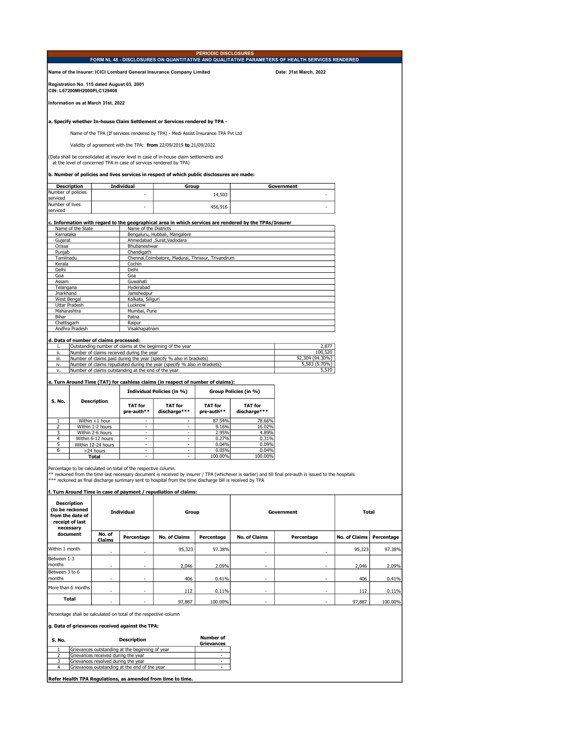# PERIODIC DISCLOSURES

## FORM NL 48 - DISCLOSURES ON QUANTITATIVE AND QUALITATIVE PARAMETERS OF HEALTH SERVICES RENDERED

**Name of the Insurer: ICICI Lombard General Insurance Company Limited** **Date: 31st March, 2022**

**Registration No. 115 dated August 03, 2001**
**CIN: L67200MH2000PLC129408**

**Information as at March 31st, 2022**

**a. Specify whether In-house Claim Settlement or Services rendered by TPA -**

Name of the TPA (If services rendered by TPA) - Medi Assist Insurance TPA Pvt Ltd

Validity of agreement with the TPA: **from** 22/09/2019 **to** 21/09/2022

(Data shall be consolidated at insurer level in case of in-house claim settlements and at the level of concerned TPA in case of services rendered by TPA)

**b. Number of policies and lives services in respect of which public disclosures are made:**

| Description | Individual | Group | Government |
|---|---|---|---|
| Number of policies serviced | - | 14,503 | - |
| Number of lives serviced | - | 456,916 | - |

**c. Information with regard to the geographical area in which services are rendered by the TPAs/Insurer**

| Name of the State | Name of the Districts |
|---|---|
| Karnataka | Bengaluru, Hubbali, Mangalore |
| Gujarat | Ahmedabad ,Surat,Vadodara |
| Orissa | Bhubaneshwar |
| Punjab | Chandigarh |
| Tamilnadu | Chennai,Coimbatore, Madurai, Thrissur, Trivandrum |
| Kerala | Cochin |
| Delhi | Delhi |
| Goa | Goa |
| Assam | Guwahati |
| Telangana | Hyderabad |
| Jharkhand | Jamshedpur |
| West Bengal | Kolkata, Siliguri |
| Uttar Pradesh | Lucknow |
| Maharashtra | Mumbai, Pune |
| Bihar | Patna |
| Chattisgarh | Raipur |
| Andhra Pradesh | Visakhapatnam |

**d. Data of number of claims processed:**

| | | |
|---|---|---|
| i. | Outstanding number of claims at the beginning of the year | 2,877 |
| ii. | Number of claims received during the year | 100,520 |
| iii. | Number of claims paid during the year (specify % also in brackets) | 92,304 (94.30%) |
| iv. | Number of claims repudiated during the year (specify % also in brackets) | 5,583 (5.70%) |
| v. | Number of claims outstanding at the end of the year | 5,510 |

**e. Turn Around Time (TAT) for cashless claims (in respect of number of claims):**

| S. No. | Description | Individual Policies (in %) | | Group Policies (in %) | |
|---|---|---|---|---|---|
| | | TAT for pre-auth** | TAT for discharge*** | TAT for pre-auth** | TAT for discharge*** |
| 1 | Within <1 hour | - | - | 87.54% | 78.66% |
| 2 | Within 1-2 hours | - | - | 9.16% | 16.02% |
| 3 | Within 2-6 hours | - | - | 2.95% | 4.89% |
| 4 | Within 6-12 hours | - | - | 0.27% | 0.31% |
| 5 | Within 12-24 hours | - | - | 0.04% | 0.09% |
| 6 | >24 hours | - | - | 0.05% | 0.04% |
| | **Total** | - | - | 100.00% | 100.00% |

Percentage to be calculated on total of the respective column.
** reckoned from the time last necessary document is received by insurer / TPA (whichever is earlier) and till final pre-auth is issued to the hospitals
*** reckoned as final discharge summary sent to hospital from the time discharge bill is received by TPA

**f. Turn Around Time in case of payment / repudiation of claims:**

| Description (to be reckoned from the date of receipt of last necessary document) | Individual | | Group | | Government | | Total | |
|---|---|---|---|---|---|---|---|---|
| | No. of Claims | Percentage | No. of Claims | Percentage | No. of Claims | Percentage | No. of Claims | Percentage |
| Within 1 month | - | - | 95,323 | 97.38% | - | - | 95,323 | 97.38% |
| Between 1-3 months | - | - | 2,046 | 2.09% | - | - | 2,046 | 2.09% |
| Between 3 to 6 months | - | - | 406 | 0.41% | - | - | 406 | 0.41% |
| More than 6 months | - | - | 112 | 0.11% | - | - | 112 | 0.11% |
| **Total** | - | - | 97,887 | 100.00% | - | - | 97,887 | 100.00% |

Percentage shall be calculated on total of the respective column

**g. Data of grievances received against the TPA:**

| S. No. | Description | Number of Grievances |
|---|---|---|
| 1 | Grievances outstanding at the beginning of year | - |
| 2 | Grievances received during the year | - |
| 3 | Grievances resolved during the year | - |
| 4 | Grievances outstanding at the end of the year | - |

**Refer Health TPA Regulations, as amended from time to time.**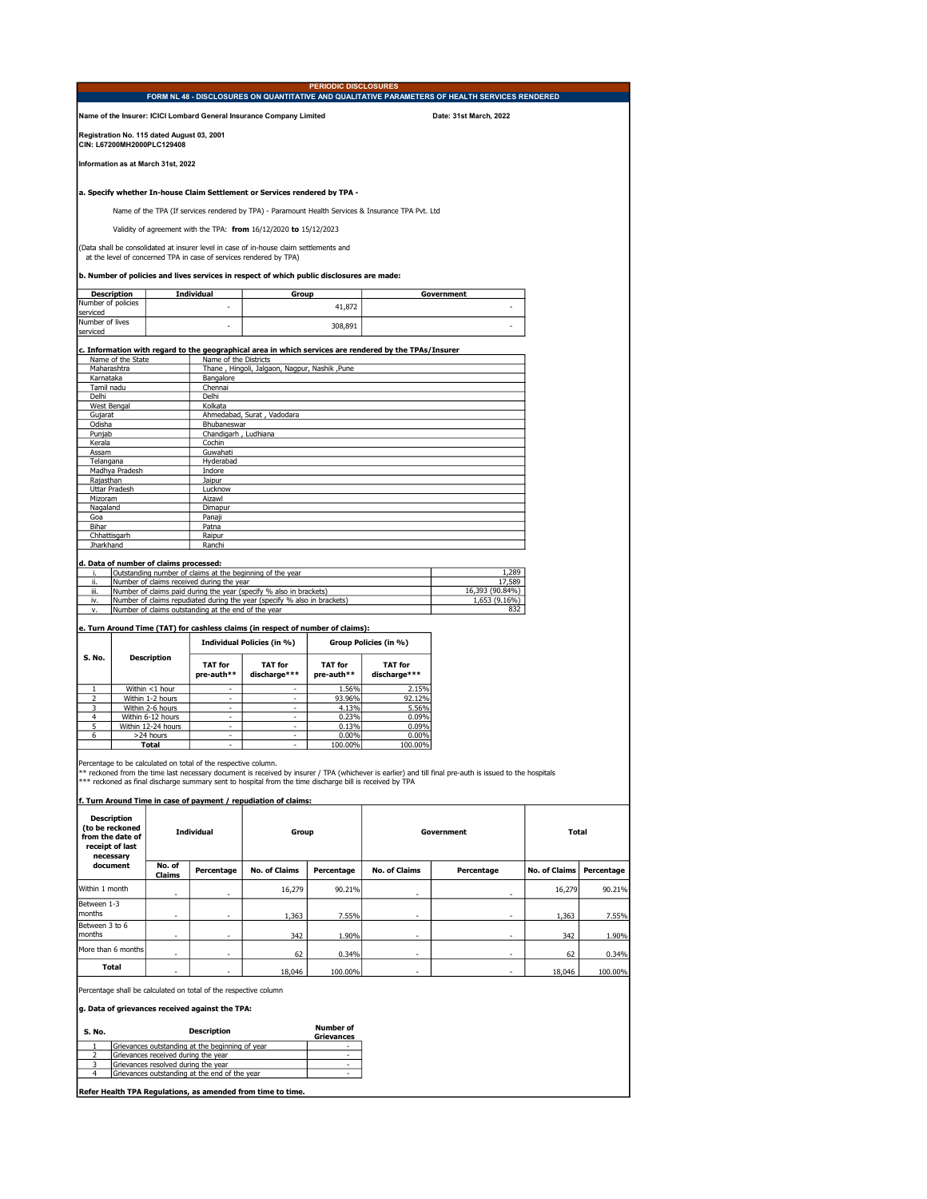**PERIODIC DISCLOSURES**

**FORM NL 48 - DISCLOSURES ON QUANTITATIVE AND QUALITATIVE PARAMETERS OF HEALTH SERVICES RENDERED**

**Name of the Insurer: ICICI Lombard General Insurance Company Limited** **Date: 31st March, 2022**

**Registration No. 115 dated August 03, 2001**
**CIN: L67200MH2000PLC129408**

**Information as at March 31st, 2022**

**a. Specify whether In-house Claim Settlement or Services rendered by TPA -**

Name of the TPA (If services rendered by TPA) - Paramount Health Services & Insurance TPA Pvt. Ltd

Validity of agreement with the TPA: **from** 16/12/2020 **to** 15/12/2023

(Data shall be consolidated at insurer level in case of in-house claim settlements and at the level of concerned TPA in case of services rendered by TPA)

**b. Number of policies and lives services in respect of which public disclosures are made:**

| Description | Individual | Group | Government |
|---|---|---|---|
| Number of policies serviced | - | 41,872 | - |
| Number of lives serviced | - | 308,891 | - |

**c. Information with regard to the geographical area in which services are rendered by the TPAs/Insurer**

| Name of the State | Name of the Districts |
|---|---|
| Maharashtra | Thane , Hingoli, Jalgaon, Nagpur, Nashik ,Pune |
| Karnataka | Bangalore |
| Tamil nadu | Chennai |
| Delhi | Delhi |
| West Bengal | Kolkata |
| Gujarat | Ahmedabad, Surat , Vadodara |
| Odisha | Bhubaneswar |
| Punjab | Chandigarh , Ludhiana |
| Kerala | Cochin |
| Assam | Guwahati |
| Telangana | Hyderabad |
| Madhya Pradesh | Indore |
| Rajasthan | Jaipur |
| Uttar Pradesh | Lucknow |
| Mizoram | Aizawl |
| Nagaland | Dimapur |
| Goa | Panaji |
| Bihar | Patna |
| Chhattisgarh | Raipur |
| Jharkhand | Ranchi |

**d. Data of number of claims processed:**

| | | |
|---|---|---|
| i. | Outstanding number of claims at the beginning of the year | 1,289 |
| ii. | Number of claims received during the year | 17,589 |
| iii. | Number of claims paid during the year (specify % also in brackets) | 16,393 (90.84%) |
| iv. | Number of claims repudiated during the year (specify % also in brackets) | 1,653 (9.16%) |
| v. | Number of claims outstanding at the end of the year | 832 |

**e. Turn Around Time (TAT) for cashless claims (in respect of number of claims):**

| S. No. | Description | Individual Policies (in %) | | Group Policies (in %) | |
|---|---|---|---|---|---|
| | | TAT for pre-auth** | TAT for discharge*** | TAT for pre-auth** | TAT for discharge*** |
| 1 | Within <1 hour | - | - | 1.56% | 2.15% |
| 2 | Within 1-2 hours | - | - | 93.96% | 92.12% |
| 3 | Within 2-6 hours | - | - | 4.13% | 5.56% |
| 4 | Within 6-12 hours | - | - | 0.23% | 0.09% |
| 5 | Within 12-24 hours | - | - | 0.13% | 0.09% |
| 6 | >24 hours | - | - | 0.00% | 0.00% |
| | **Total** | - | - | 100.00% | 100.00% |

Percentage to be calculated on total of the respective column.
** reckoned from the time last necessary document is received by insurer / TPA (whichever is earlier) and till final pre-auth is issued to the hospitals
*** reckoned as final discharge summary sent to hospital from the time discharge bill is received by TPA

**f. Turn Around Time in case of payment / repudiation of claims:**

| Description (to be reckoned from the date of receipt of last necessary document | Individual | | Group | | Government | | Total | |
|---|---|---|---|---|---|---|---|---|
| | No. of Claims | Percentage | No. of Claims | Percentage | No. of Claims | Percentage | No. of Claims | Percentage |
| Within 1 month | - | - | 16,279 | 90.21% | - | - | 16,279 | 90.21% |
| Between 1-3 months | - | - | 1,363 | 7.55% | - | - | 1,363 | 7.55% |
| Between 3 to 6 months | - | - | 342 | 1.90% | - | - | 342 | 1.90% |
| More than 6 months | - | - | 62 | 0.34% | - | - | 62 | 0.34% |
| **Total** | - | - | 18,046 | 100.00% | - | - | 18,046 | 100.00% |

Percentage shall be calculated on total of the respective column

**g. Data of grievances received against the TPA:**

| S. No. | Description | Number of Grievances |
|---|---|---|
| 1 | Grievances outstanding at the beginning of year | - |
| 2 | Grievances received during the year | - |
| 3 | Grievances resolved during the year | - |
| 4 | Grievances outstanding at the end of the year | - |

**Refer Health TPA Regulations, as amended from time to time.**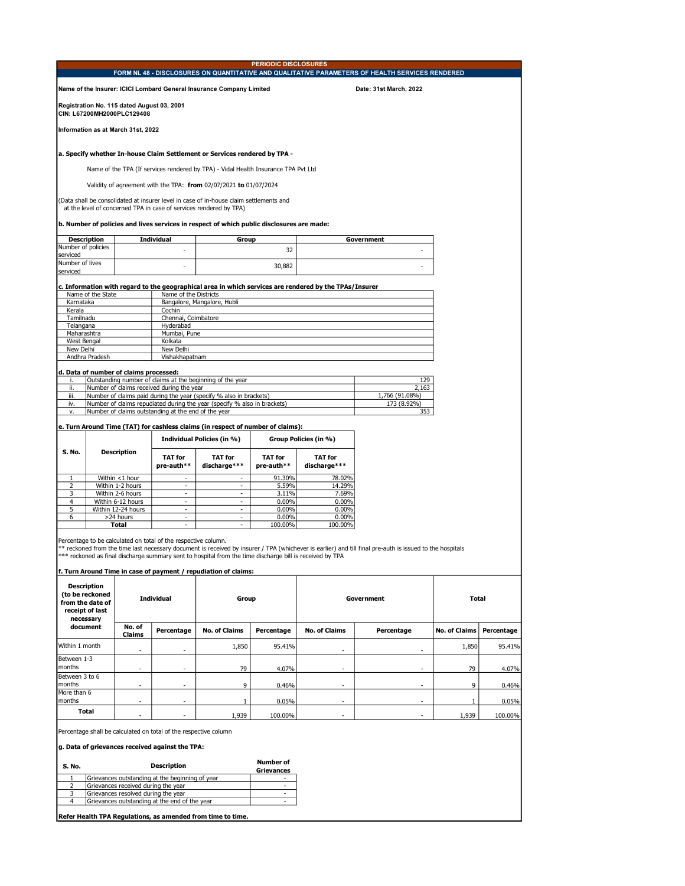# PERIODIC DISCLOSURES

## FORM NL 48 - DISCLOSURES ON QUANTITATIVE AND QUALITATIVE PARAMETERS OF HEALTH SERVICES RENDERED

**Name of the Insurer: ICICI Lombard General Insurance Company Limited** **Date: 31st March, 2022**

**Registration No. 115 dated August 03, 2001**
**CIN: L67200MH2000PLC129408**

**Information as at March 31st, 2022**

**a. Specify whether In-house Claim Settlement or Services rendered by TPA -**

Name of the TPA (If services rendered by TPA) - Vidal Health Insurance TPA Pvt Ltd

Validity of agreement with the TPA: **from** 02/07/2021 **to** 01/07/2024

(Data shall be consolidated at insurer level in case of in-house claim settlements and at the level of concerned TPA in case of services rendered by TPA)

**b. Number of policies and lives services in respect of which public disclosures are made:**

| Description | Individual | Group | Government |
|---|---|---|---|
| Number of policies serviced | - | 32 | - |
| Number of lives serviced | - | 30,882 | - |

**c. Information with regard to the geographical area in which services are rendered by the TPAs/Insurer**

| Name of the State | Name of the Districts |
|---|---|
| Karnataka | Bangalore, Mangalore, Hubli |
| Kerala | Cochin |
| Tamilnadu | Chennai, Coimbatore |
| Telangana | Hyderabad |
| Maharashtra | Mumbai, Pune |
| West Bengal | Kolkata |
| New Delhi | New Delhi |
| Andhra Pradesh | Vishakhapatnam |

**d. Data of number of claims processed:**

| | | |
|---|---|---|
| i. | Outstanding number of claims at the beginning of the year | 129 |
| ii. | Number of claims received during the year | 2,163 |
| iii. | Number of claims paid during the year (specify % also in brackets) | 1,766 (91.08%) |
| iv. | Number of claims repudiated during the year (specify % also in brackets) | 173 (8.92%) |
| v. | Number of claims outstanding at the end of the year | 353 |

**e. Turn Around Time (TAT) for cashless claims (in respect of number of claims):**

| S. No. | Description | Individual Policies (in %) | | Group Policies (in %) | |
|---|---|---|---|---|---|
| | | TAT for pre-auth** | TAT for discharge*** | TAT for pre-auth** | TAT for discharge*** |
| 1 | Within <1 hour | - | - | 91.30% | 78.02% |
| 2 | Within 1-2 hours | - | - | 5.59% | 14.29% |
| 3 | Within 2-6 hours | - | - | 3.11% | 7.69% |
| 4 | Within 6-12 hours | - | - | 0.00% | 0.00% |
| 5 | Within 12-24 hours | - | - | 0.00% | 0.00% |
| 6 | >24 hours | - | - | 0.00% | 0.00% |
| | **Total** | - | - | 100.00% | 100.00% |

Percentage to be calculated on total of the respective column.
** reckoned from the time last necessary document is received by insurer / TPA (whichever is earlier) and till final pre-auth is issued to the hospitals
*** reckoned as final discharge summary sent to hospital from the time discharge bill is received by TPA

**f. Turn Around Time in case of payment / repudiation of claims:**

| Description (to be reckoned from the date of receipt of last necessary document | Individual | | Group | | Government | | Total | |
|---|---|---|---|---|---|---|---|---|
| | No. of Claims | Percentage | No. of Claims | Percentage | No. of Claims | Percentage | No. of Claims | Percentage |
| Within 1 month | - | - | 1,850 | 95.41% | - | - | 1,850 | 95.41% |
| Between 1-3 months | - | - | 79 | 4.07% | - | - | 79 | 4.07% |
| Between 3 to 6 months | - | - | 9 | 0.46% | - | - | 9 | 0.46% |
| More than 6 months | - | - | 1 | 0.05% | - | - | 1 | 0.05% |
| **Total** | - | - | 1,939 | 100.00% | - | - | 1,939 | 100.00% |

Percentage shall be calculated on total of the respective column

**g. Data of grievances received against the TPA:**

| S. No. | Description | Number of Grievances |
|---|---|---|
| 1 | Grievances outstanding at the beginning of year | - |
| 2 | Grievances received during the year | - |
| 3 | Grievances resolved during the year | - |
| 4 | Grievances outstanding at the end of the year | - |

**Refer Health TPA Regulations, as amended from time to time.**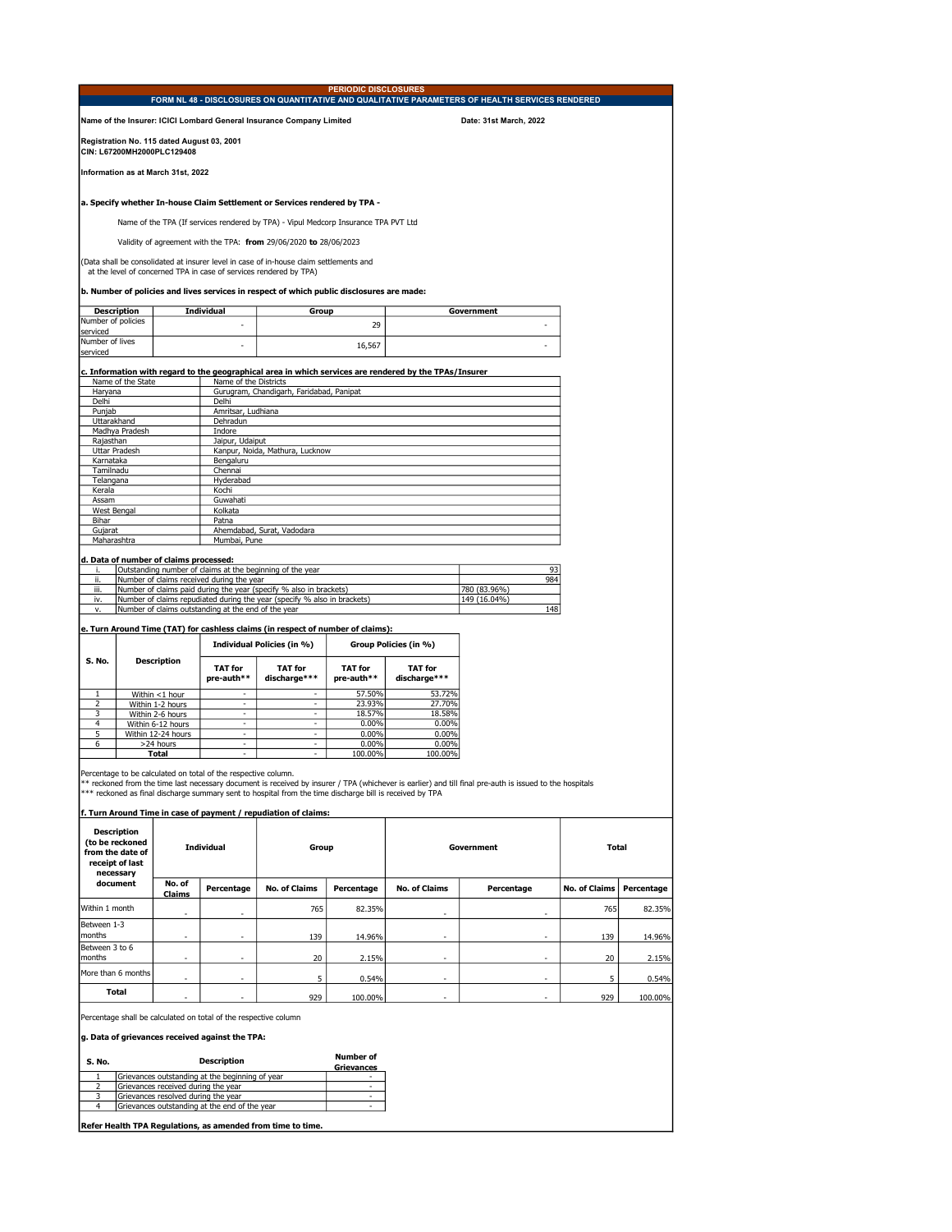# PERIODIC DISCLOSURES

## FORM NL 48 - DISCLOSURES ON QUANTITATIVE AND QUALITATIVE PARAMETERS OF HEALTH SERVICES RENDERED

**Name of the Insurer: ICICI Lombard General Insurance Company Limited** **Date: 31st March, 2022**

**Registration No. 115 dated August 03, 2001**
**CIN: L67200MH2000PLC129408**

**Information as at March 31st, 2022**

**a. Specify whether In-house Claim Settlement or Services rendered by TPA -**

Name of the TPA (If services rendered by TPA) - Vipul Medcorp Insurance TPA PVT Ltd

Validity of agreement with the TPA: **from** 29/06/2020 **to** 28/06/2023

(Data shall be consolidated at insurer level in case of in-house claim settlements and at the level of concerned TPA in case of services rendered by TPA)

**b. Number of policies and lives services in respect of which public disclosures are made:**

| Description | Individual | Group | Government |
|---|---|---|---|
| Number of policies serviced | - | 29 | - |
| Number of lives serviced | - | 16,567 | - |

**c. Information with regard to the geographical area in which services are rendered by the TPAs/Insurer**

| Name of the State | Name of the Districts |
|---|---|
| Haryana | Gurugram, Chandigarh, Faridabad, Panipat |
| Delhi | Delhi |
| Punjab | Amritsar, Ludhiana |
| Uttarakhand | Dehradun |
| Madhya Pradesh | Indore |
| Rajasthan | Jaipur, Udaiput |
| Uttar Pradesh | Kanpur, Noida, Mathura, Lucknow |
| Karnataka | Bengaluru |
| Tamilnadu | Chennai |
| Telangana | Hyderabad |
| Kerala | Kochi |
| Assam | Guwahati |
| West Bengal | Kolkata |
| Bihar | Patna |
| Gujarat | Ahemdabad, Surat, Vadodara |
| Maharashtra | Mumbai, Pune |

**d. Data of number of claims processed:**

| | | |
|---|---|---|
| i. | Outstanding number of claims at the beginning of the year | 93 |
| ii. | Number of claims received during the year | 984 |
| iii. | Number of claims paid during the year (specify % also in brackets) | 780 (83.96%) |
| iv. | Number of claims repudiated during the year (specify % also in brackets) | 149 (16.04%) |
| v. | Number of claims outstanding at the end of the year | 148 |

**e. Turn Around Time (TAT) for cashless claims (in respect of number of claims):**

| S. No. | Description | Individual Policies (in %) | | Group Policies (in %) | |
|---|---|---|---|---|---|
| | | TAT for pre-auth** | TAT for discharge*** | TAT for pre-auth** | TAT for discharge*** |
| 1 | Within <1 hour | - | - | 57.50% | 53.72% |
| 2 | Within 1-2 hours | - | - | 23.93% | 27.70% |
| 3 | Within 2-6 hours | - | - | 18.57% | 18.58% |
| 4 | Within 6-12 hours | - | - | 0.00% | 0.00% |
| 5 | Within 12-24 hours | - | - | 0.00% | 0.00% |
| 6 | >24 hours | - | - | 0.00% | 0.00% |
| | Total | - | - | 100.00% | 100.00% |

Percentage to be calculated on total of the respective column.
** reckoned from the time last necessary document is received by insurer / TPA (whichever is earlier) and till final pre-auth is issued to the hospitals
*** reckoned as final discharge summary sent to hospital from the time discharge bill is received by TPA

**f. Turn Around Time in case of payment / repudiation of claims:**

| Description (to be reckoned from the date of receipt of last necessary document | Individual | | Group | | Government | | Total | |
|---|---|---|---|---|---|---|---|---|
| | No. of Claims | Percentage | No. of Claims | Percentage | No. of Claims | Percentage | No. of Claims | Percentage |
| Within 1 month | - | - | 765 | 82.35% | - | - | 765 | 82.35% |
| Between 1-3 months | - | - | 139 | 14.96% | - | - | 139 | 14.96% |
| Between 3 to 6 months | - | - | 20 | 2.15% | - | - | 20 | 2.15% |
| More than 6 months | - | - | 5 | 0.54% | - | - | 5 | 0.54% |
| Total | - | - | 929 | 100.00% | - | - | 929 | 100.00% |

Percentage shall be calculated on total of the respective column

**g. Data of grievances received against the TPA:**

| S. No. | Description | Number of Grievances |
|---|---|---|
| 1 | Grievances outstanding at the beginning of year | - |
| 2 | Grievances received during the year | - |
| 3 | Grievances resolved during the year | - |
| 4 | Grievances outstanding at the end of the year | - |

**Refer Health TPA Regulations, as amended from time to time.**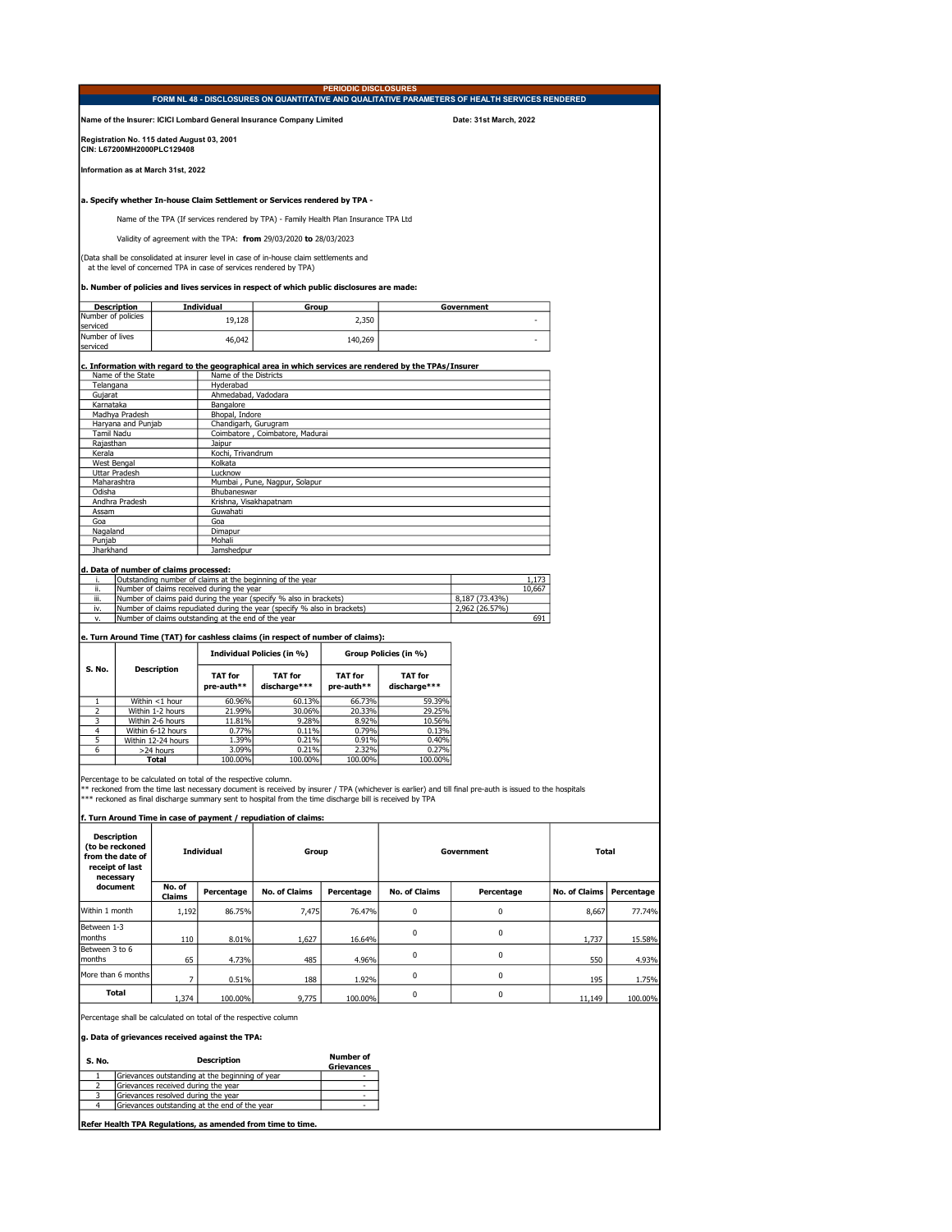## PERIODIC DISCLOSURES

### FORM NL 48 - DISCLOSURES ON QUANTITATIVE AND QUALITATIVE PARAMETERS OF HEALTH SERVICES RENDERED

**Name of the Insurer: ICICI Lombard General Insurance Company Limited** **Date: 31st March, 2022**

**Registration No. 115 dated August 03, 2001**
**CIN: L67200MH2000PLC129408**

**Information as at March 31st, 2022**

**a. Specify whether In-house Claim Settlement or Services rendered by TPA -**

Name of the TPA (If services rendered by TPA) - Family Health Plan Insurance TPA Ltd

Validity of agreement with the TPA: **from** 29/03/2020 **to** 28/03/2023

(Data shall be consolidated at insurer level in case of in-house claim settlements and at the level of concerned TPA in case of services rendered by TPA)

**b. Number of policies and lives services in respect of which public disclosures are made:**

| Description | Individual | Group | Government |
|---|---|---|---|
| Number of policies serviced | 19,128 | 2,350 | - |
| Number of lives serviced | 46,042 | 140,269 | - |

**c. Information with regard to the geographical area in which services are rendered by the TPAs/Insurer**

| Name of the State | Name of the Districts |
|---|---|
| Telangana | Hyderabad |
| Gujarat | Ahmedabad, Vadodara |
| Karnataka | Bangalore |
| Madhya Pradesh | Bhopal, Indore |
| Haryana and Punjab | Chandigarh, Gurugram |
| Tamil Nadu | Coimbatore , Coimbatore, Madurai |
| Rajasthan | Jaipur |
| Kerala | Kochi, Trivandrum |
| West Bengal | Kolkata |
| Uttar Pradesh | Lucknow |
| Maharashtra | Mumbai , Pune, Nagpur, Solapur |
| Odisha | Bhubaneswar |
| Andhra Pradesh | Krishna, Visakhapatnam |
| Assam | Guwahati |
| Goa | Goa |
| Nagaland | Dimapur |
| Punjab | Mohali |
| Jharkhand | Jamshedpur |

**d. Data of number of claims processed:**

| | | |
|---|---|---|
| i. | Outstanding number of claims at the beginning of the year | 1,173 |
| ii. | Number of claims received during the year | 10,667 |
| iii. | Number of claims paid during the year (specify % also in brackets) | 8,187 (73.43%) |
| iv. | Number of claims repudiated during the year (specify % also in brackets) | 2,962 (26.57%) |
| v. | Number of claims outstanding at the end of the year | 691 |

**e. Turn Around Time (TAT) for cashless claims (in respect of number of claims):**

| S. No. | Description | Individual Policies (in %) | | Group Policies (in %) | |
|---|---|---|---|---|---|
| | | TAT for pre-auth** | TAT for discharge*** | TAT for pre-auth** | TAT for discharge*** |
| 1 | Within <1 hour | 60.96% | 60.13% | 66.73% | 59.39% |
| 2 | Within 1-2 hours | 21.99% | 30.06% | 20.33% | 29.25% |
| 3 | Within 2-6 hours | 11.81% | 9.28% | 8.92% | 10.56% |
| 4 | Within 6-12 hours | 0.77% | 0.11% | 0.79% | 0.13% |
| 5 | Within 12-24 hours | 1.39% | 0.21% | 0.91% | 0.40% |
| 6 | >24 hours | 3.09% | 0.21% | 2.32% | 0.27% |
| | **Total** | 100.00% | 100.00% | 100.00% | 100.00% |

Percentage to be calculated on total of the respective column.
** reckoned from the time last necessary document is received by insurer / TPA (whichever is earlier) and till final pre-auth is issued to the hospitals
*** reckoned as final discharge summary sent to hospital from the time discharge bill is received by TPA

**f. Turn Around Time in case of payment / repudiation of claims:**

| Description (to be reckoned from the date of receipt of last necessary document | Individual | | Group | | Government | | Total | |
|---|---|---|---|---|---|---|---|---|
| | No. of Claims | Percentage | No. of Claims | Percentage | No. of Claims | Percentage | No. of Claims | Percentage |
| Within 1 month | 1,192 | 86.75% | 7,475 | 76.47% | 0 | 0 | 8,667 | 77.74% |
| Between 1-3 months | 110 | 8.01% | 1,627 | 16.64% | 0 | 0 | 1,737 | 15.58% |
| Between 3 to 6 months | 65 | 4.73% | 485 | 4.96% | 0 | 0 | 550 | 4.93% |
| More than 6 months | 7 | 0.51% | 188 | 1.92% | 0 | 0 | 195 | 1.75% |
| **Total** | 1,374 | 100.00% | 9,775 | 100.00% | 0 | 0 | 11,149 | 100.00% |

Percentage shall be calculated on total of the respective column

**g. Data of grievances received against the TPA:**

| S. No. | Description | Number of Grievances |
|---|---|---|
| 1 | Grievances outstanding at the beginning of year | - |
| 2 | Grievances received during the year | - |
| 3 | Grievances resolved during the year | - |
| 4 | Grievances outstanding at the end of the year | - |

**Refer Health TPA Regulations, as amended from time to time.**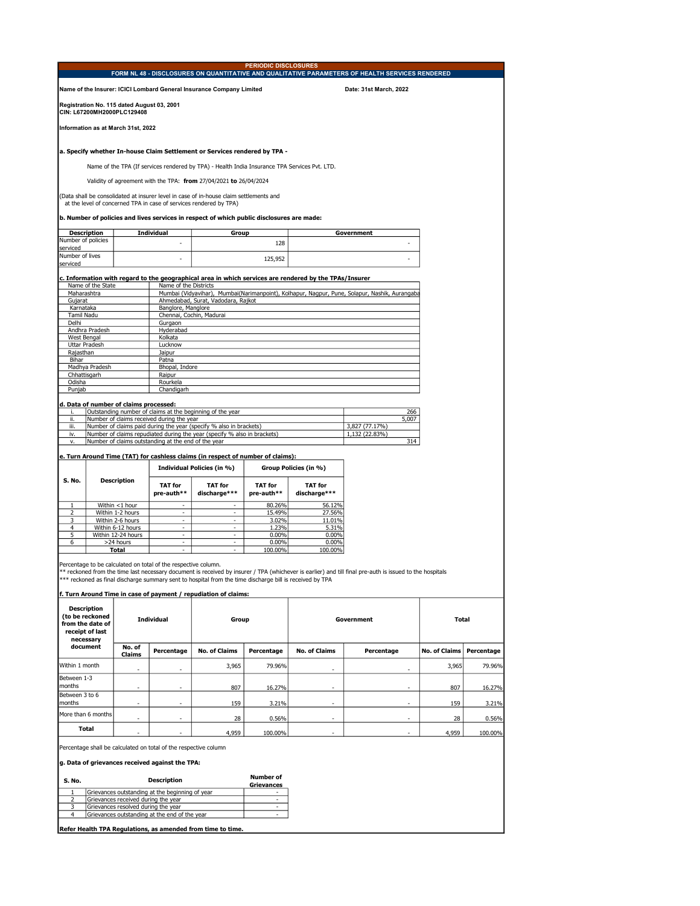# PERIODIC DISCLOSURES

## FORM NL 48 - DISCLOSURES ON QUANTITATIVE AND QUALITATIVE PARAMETERS OF HEALTH SERVICES RENDERED

**Name of the Insurer: ICICI Lombard General Insurance Company Limited** **Date: 31st March, 2022**

**Registration No. 115 dated August 03, 2001**
**CIN: L67200MH2000PLC129408**

**Information as at March 31st, 2022**

**a. Specify whether In-house Claim Settlement or Services rendered by TPA -**

Name of the TPA (If services rendered by TPA) - Health India Insurance TPA Services Pvt. LTD.

Validity of agreement with the TPA: **from** 27/04/2021 **to** 26/04/2024

(Data shall be consolidated at insurer level in case of in-house claim settlements and at the level of concerned TPA in case of services rendered by TPA)

**b. Number of policies and lives services in respect of which public disclosures are made:**

| Description | Individual | Group | Government |
|---|---|---|---|
| Number of policies serviced | - | 128 | - |
| Number of lives serviced | - | 125,952 | - |

**c. Information with regard to the geographical area in which services are rendered by the TPAs/Insurer**

| Name of the State | Name of the Districts |
|---|---|
| Maharashtra | Mumbai (Vidyavihar), Mumbai(Narimanpoint), Kolhapur, Nagpur, Pune, Solapur, Nashik, Aurangaba |
| Gujarat | Ahmedabad, Surat, Vadodara, Rajkot |
| Karnataka | Banglore, Manglore |
| Tamil Nadu | Chennai, Cochin, Madurai |
| Delhi | Gurgaon |
| Andhra Pradesh | Hyderabad |
| West Bengal | Kolkata |
| Uttar Pradesh | Lucknow |
| Rajasthan | Jaipur |
| Bihar | Patna |
| Madhya Pradesh | Bhopal, Indore |
| Chhattisgarh | Raipur |
| Odisha | Rourkela |
| Punjab | Chandigarh |

**d. Data of number of claims processed:**

| | | |
|---|---|---|
| i. | Outstanding number of claims at the beginning of the year | 266 |
| ii. | Number of claims received during the year | 5,007 |
| iii. | Number of claims paid during the year (specify % also in brackets) | 3,827 (77.17%) |
| iv. | Number of claims repudiated during the year (specify % also in brackets) | 1,132 (22.83%) |
| v. | Number of claims outstanding at the end of the year | 314 |

**e. Turn Around Time (TAT) for cashless claims (in respect of number of claims):**

| S. No. | Description | Individual Policies (in %) | | Group Policies (in %) | |
|---|---|---|---|---|---|
| | | TAT for pre-auth** | TAT for discharge*** | TAT for pre-auth** | TAT for discharge*** |
| 1 | Within <1 hour | - | - | 80.26% | 56.12% |
| 2 | Within 1-2 hours | - | - | 15.49% | 27.56% |
| 3 | Within 2-6 hours | - | - | 3.02% | 11.01% |
| 4 | Within 6-12 hours | - | - | 1.23% | 5.31% |
| 5 | Within 12-24 hours | - | - | 0.00% | 0.00% |
| 6 | >24 hours | - | - | 0.00% | 0.00% |
| | **Total** | - | - | 100.00% | 100.00% |

Percentage to be calculated on total of the respective column.
** reckoned from the time last necessary document is received by insurer / TPA (whichever is earlier) and till final pre-auth is issued to the hospitals
*** reckoned as final discharge summary sent to hospital from the time discharge bill is received by TPA

**f. Turn Around Time in case of payment / repudiation of claims:**

| Description (to be reckoned from the date of receipt of last necessary document | Individual | | Group | | Government | | Total | |
|---|---|---|---|---|---|---|---|---|
| | No. of Claims | Percentage | No. of Claims | Percentage | No. of Claims | Percentage | No. of Claims | Percentage |
| Within 1 month | - | - | 3,965 | 79.96% | - | - | 3,965 | 79.96% |
| Between 1-3 months | - | - | 807 | 16.27% | - | - | 807 | 16.27% |
| Between 3 to 6 months | - | - | 159 | 3.21% | - | - | 159 | 3.21% |
| More than 6 months | - | - | 28 | 0.56% | - | - | 28 | 0.56% |
| **Total** | - | - | 4,959 | 100.00% | - | - | 4,959 | 100.00% |

Percentage shall be calculated on total of the respective column

**g. Data of grievances received against the TPA:**

| S. No. | Description | Number of Grievances |
|---|---|---|
| 1 | Grievances outstanding at the beginning of year | - |
| 2 | Grievances received during the year | - |
| 3 | Grievances resolved during the year | - |
| 4 | Grievances outstanding at the end of the year | - |

**Refer Health TPA Regulations, as amended from time to time.**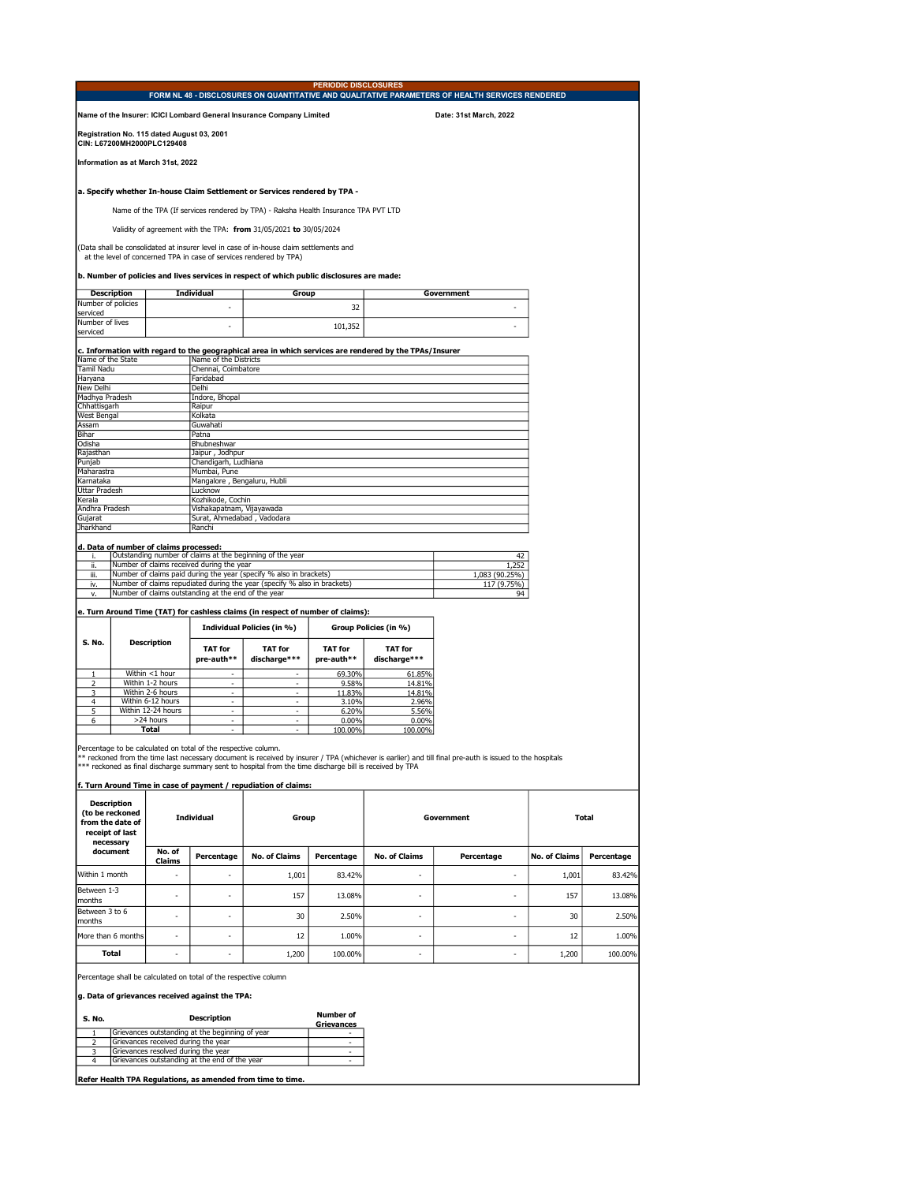# PERIODIC DISCLOSURES

## FORM NL 48 - DISCLOSURES ON QUANTITATIVE AND QUALITATIVE PARAMETERS OF HEALTH SERVICES RENDERED

**Name of the Insurer: ICICI Lombard General Insurance Company Limited** **Date: 31st March, 2022**

**Registration No. 115 dated August 03, 2001**
**CIN: L67200MH2000PLC129408**

**Information as at March 31st, 2022**

**a. Specify whether In-house Claim Settlement or Services rendered by TPA -**

Name of the TPA (If services rendered by TPA) - Raksha Health Insurance TPA PVT LTD

Validity of agreement with the TPA: **from** 31/05/2021 **to** 30/05/2024

(Data shall be consolidated at insurer level in case of in-house claim settlements and at the level of concerned TPA in case of services rendered by TPA)

**b. Number of policies and lives services in respect of which public disclosures are made:**

| Description | Individual | Group | Government |
|---|---|---|---|
| Number of policies serviced | - | 32 | - |
| Number of lives serviced | - | 101,352 | - |

**c. Information with regard to the geographical area in which services are rendered by the TPAs/Insurer**

| Name of the State | Name of the Districts |
|---|---|
| Tamil Nadu | Chennai, Coimbatore |
| Haryana | Faridabad |
| New Delhi | Delhi |
| Madhya Pradesh | Indore, Bhopal |
| Chhattisgarh | Raipur |
| West Bengal | Kolkata |
| Assam | Guwahati |
| Bihar | Patna |
| Odisha | Bhubneshwar |
| Rajasthan | Jaipur , Jodhpur |
| Punjab | Chandigarh, Ludhiana |
| Maharastra | Mumbai, Pune |
| Karnataka | Mangalore , Bengaluru, Hubli |
| Uttar Pradesh | Lucknow |
| Kerala | Kozhikode, Cochin |
| Andhra Pradesh | Vishakapatnam, Vijayawada |
| Gujarat | Surat, Ahmedabad , Vadodara |
| Jharkhand | Ranchi |

**d. Data of number of claims processed:**

| | | |
|---|---|---|
| i. | Outstanding number of claims at the beginning of the year | 42 |
| ii. | Number of claims received during the year | 1,252 |
| iii. | Number of claims paid during the year (specify % also in brackets) | 1,083 (90.25%) |
| iv. | Number of claims repudiated during the year (specify % also in brackets) | 117 (9.75%) |
| v. | Number of claims outstanding at the end of the year | 94 |

**e. Turn Around Time (TAT) for cashless claims (in respect of number of claims):**

| S. No. | Description | Individual Policies (in %) | | Group Policies (in %) | |
|---|---|---|---|---|---|
| | | TAT for pre-auth** | TAT for discharge*** | TAT for pre-auth** | TAT for discharge*** |
| 1 | Within <1 hour | - | - | 69.30% | 61.85% |
| 2 | Within 1-2 hours | - | - | 9.58% | 14.81% |
| 3 | Within 2-6 hours | - | - | 11.83% | 14.81% |
| 4 | Within 6-12 hours | - | - | 3.10% | 2.96% |
| 5 | Within 12-24 hours | - | - | 6.20% | 5.56% |
| 6 | >24 hours | - | - | 0.00% | 0.00% |
| | **Total** | - | - | 100.00% | 100.00% |

Percentage to be calculated on total of the respective column.
** reckoned from the time last necessary document is received by insurer / TPA (whichever is earlier) and till final pre-auth is issued to the hospitals
*** reckoned as final discharge summary sent to hospital from the time discharge bill is received by TPA

**f. Turn Around Time in case of payment / repudiation of claims:**

| Description (to be reckoned from the date of receipt of last necessary document | Individual | | Group | | Government | | Total | |
|---|---|---|---|---|---|---|---|---|
| | No. of Claims | Percentage | No. of Claims | Percentage | No. of Claims | Percentage | No. of Claims | Percentage |
| Within 1 month | - | - | 1,001 | 83.42% | - | - | 1,001 | 83.42% |
| Between 1-3 months | - | - | 157 | 13.08% | - | - | 157 | 13.08% |
| Between 3 to 6 months | - | - | 30 | 2.50% | - | - | 30 | 2.50% |
| More than 6 months | - | - | 12 | 1.00% | - | - | 12 | 1.00% |
| **Total** | - | - | 1,200 | 100.00% | - | - | 1,200 | 100.00% |

Percentage shall be calculated on total of the respective column

**g. Data of grievances received against the TPA:**

| S. No. | Description | Number of Grievances |
|---|---|---|
| 1 | Grievances outstanding at the beginning of year | - |
| 2 | Grievances received during the year | - |
| 3 | Grievances resolved during the year | - |
| 4 | Grievances outstanding at the end of the year | - |

**Refer Health TPA Regulations, as amended from time to time.**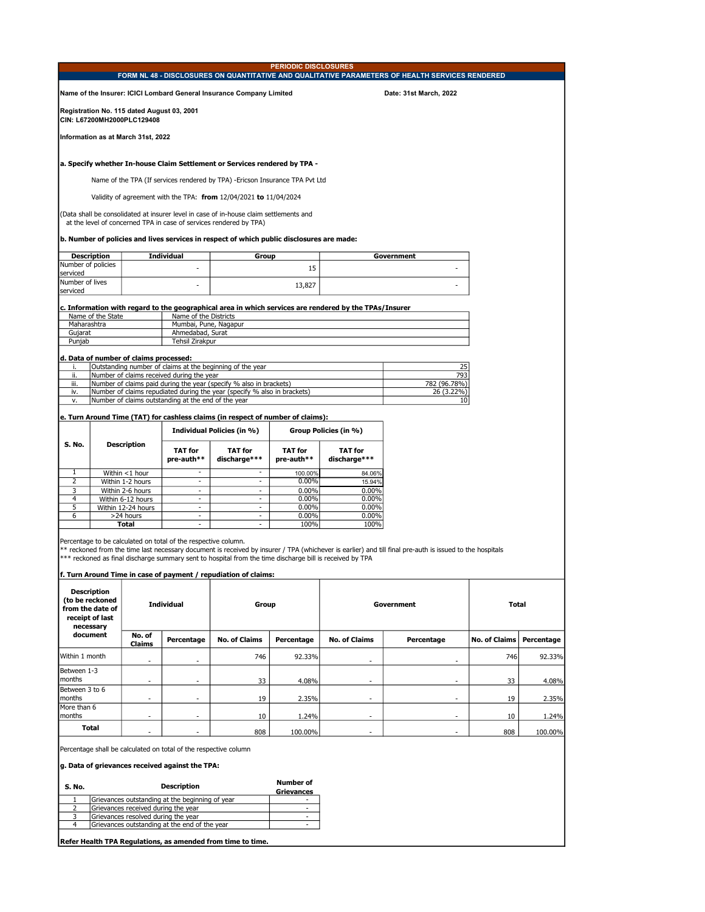## PERIODIC DISCLOSURES

### FORM NL 48 - DISCLOSURES ON QUANTITATIVE AND QUALITATIVE PARAMETERS OF HEALTH SERVICES RENDERED

**Name of the Insurer: ICICI Lombard General Insurance Company Limited** **Date: 31st March, 2022**

**Registration No. 115 dated August 03, 2001**
**CIN: L67200MH2000PLC129408**

**Information as at March 31st, 2022**

**a. Specify whether In-house Claim Settlement or Services rendered by TPA -**

Name of the TPA (If services rendered by TPA) -Ericson Insurance TPA Pvt Ltd

Validity of agreement with the TPA: **from** 12/04/2021 **to** 11/04/2024

(Data shall be consolidated at insurer level in case of in-house claim settlements and at the level of concerned TPA in case of services rendered by TPA)

**b. Number of policies and lives services in respect of which public disclosures are made:**

| Description | Individual | Group | Government |
|---|---|---|---|
| Number of policies serviced | - | 15 | - |
| Number of lives serviced | - | 13,827 | - |

**c. Information with regard to the geographical area in which services are rendered by the TPAs/Insurer**

| Name of the State | Name of the Districts |
|---|---|
| Maharashtra | Mumbai, Pune, Nagapur |
| Gujarat | Ahmedabad, Surat |
| Punjab | Tehsil Zirakpur |

**d. Data of number of claims processed:**

| | | |
|---|---|---|
| i. | Outstanding number of claims at the beginning of the year | 25 |
| ii. | Number of claims received during the year | 793 |
| iii. | Number of claims paid during the year (specify % also in brackets) | 782 (96.78%) |
| iv. | Number of claims repudiated during the year (specify % also in brackets) | 26 (3.22%) |
| v. | Number of claims outstanding at the end of the year | 10 |

**e. Turn Around Time (TAT) for cashless claims (in respect of number of claims):**

| S. No. | Description | Individual Policies (in %) | | Group Policies (in %) | |
|---|---|---|---|---|---|
| | | TAT for pre-auth** | TAT for discharge*** | TAT for pre-auth** | TAT for discharge*** |
| 1 | Within <1 hour | - | - | 100.00% | 84.06% |
| 2 | Within 1-2 hours | - | - | 0.00% | 15.94% |
| 3 | Within 2-6 hours | - | - | 0.00% | 0.00% |
| 4 | Within 6-12 hours | - | - | 0.00% | 0.00% |
| 5 | Within 12-24 hours | - | - | 0.00% | 0.00% |
| 6 | >24 hours | - | - | 0.00% | 0.00% |
| | **Total** | - | - | 100% | 100% |

Percentage to be calculated on total of the respective column.
** reckoned from the time last necessary document is received by insurer / TPA (whichever is earlier) and till final pre-auth is issued to the hospitals
*** reckoned as final discharge summary sent to hospital from the time discharge bill is received by TPA

**f. Turn Around Time in case of payment / repudiation of claims:**

| Description (to be reckoned from the date of receipt of last necessary document | Individual | | Group | | Government | | Total | |
|---|---|---|---|---|---|---|---|---|
| | No. of Claims | Percentage | No. of Claims | Percentage | No. of Claims | Percentage | No. of Claims | Percentage |
| Within 1 month | - | - | 746 | 92.33% | - | - | 746 | 92.33% |
| Between 1-3 months | - | - | 33 | 4.08% | - | - | 33 | 4.08% |
| Between 3 to 6 months | - | - | 19 | 2.35% | - | - | 19 | 2.35% |
| More than 6 months | - | - | 10 | 1.24% | - | - | 10 | 1.24% |
| **Total** | - | - | 808 | 100.00% | - | - | 808 | 100.00% |

Percentage shall be calculated on total of the respective column

**g. Data of grievances received against the TPA:**

| S. No. | Description | Number of Grievances |
|---|---|---|
| 1 | Grievances outstanding at the beginning of year | - |
| 2 | Grievances received during the year | - |
| 3 | Grievances resolved during the year | - |
| 4 | Grievances outstanding at the end of the year | - |

**Refer Health TPA Regulations, as amended from time to time.**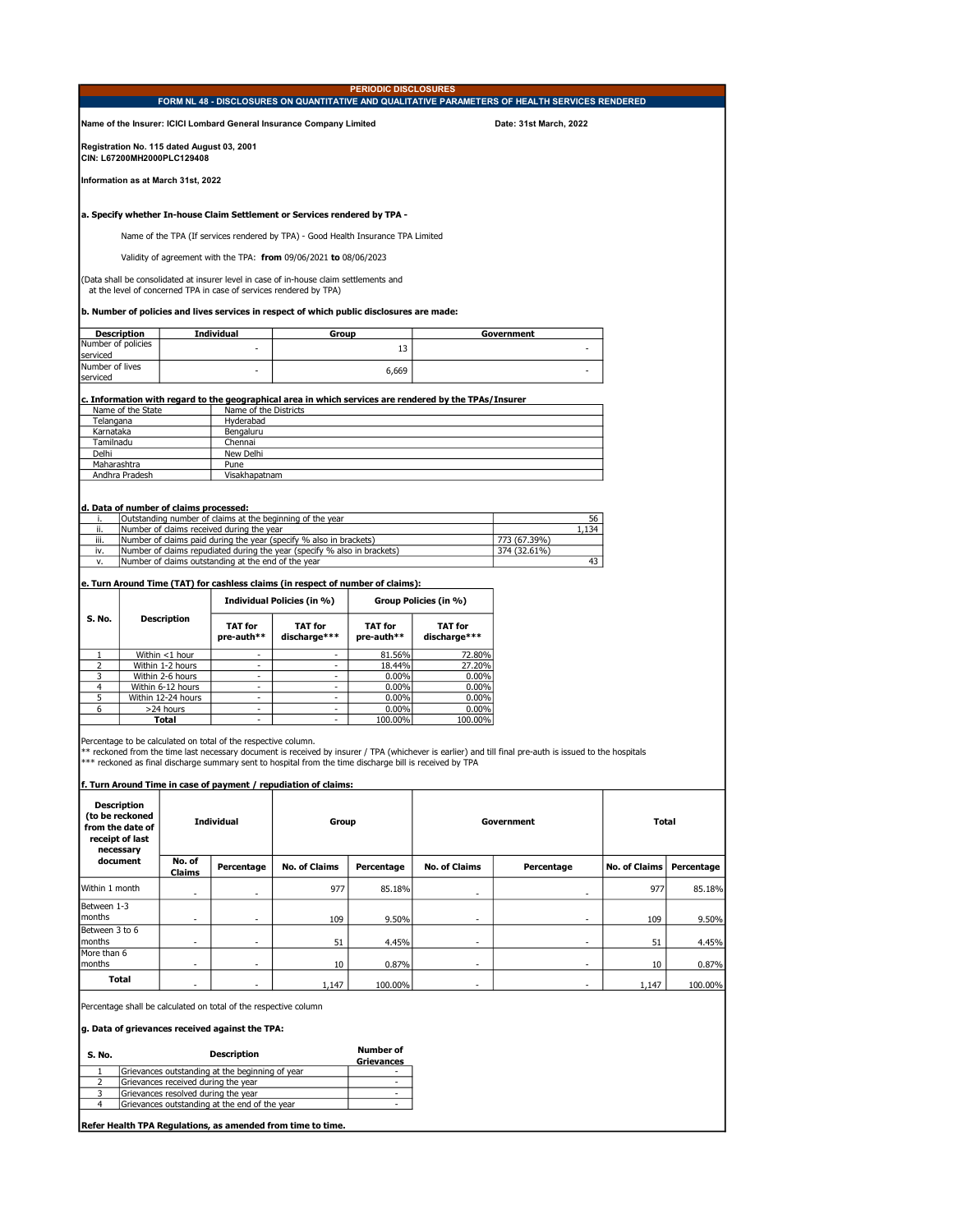# PERIODIC DISCLOSURES

## FORM NL 48 - DISCLOSURES ON QUANTITATIVE AND QUALITATIVE PARAMETERS OF HEALTH SERVICES RENDERED

**Name of the Insurer: ICICI Lombard General Insurance Company Limited** **Date: 31st March, 2022**

**Registration No. 115 dated August 03, 2001**
**CIN: L67200MH2000PLC129408**

**Information as at March 31st, 2022**

**a. Specify whether In-house Claim Settlement or Services rendered by TPA -**

Name of the TPA (If services rendered by TPA) - Good Health Insurance TPA Limited

Validity of agreement with the TPA: **from** 09/06/2021 **to** 08/06/2023

(Data shall be consolidated at insurer level in case of in-house claim settlements and at the level of concerned TPA in case of services rendered by TPA)

**b. Number of policies and lives services in respect of which public disclosures are made:**

| Description | Individual | Group | Government |
|---|---|---|---|
| Number of policies serviced | - | 13 | - |
| Number of lives serviced | - | 6,669 | - |

**c. Information with regard to the geographical area in which services are rendered by the TPAs/Insurer**

| Name of the State | Name of the Districts |
|---|---|
| Telangana | Hyderabad |
| Karnataka | Bengaluru |
| Tamilnadu | Chennai |
| Delhi | New Delhi |
| Maharashtra | Pune |
| Andhra Pradesh | Visakhapatnam |

**d. Data of number of claims processed:**

| | | |
|---|---|---|
| i. | Outstanding number of claims at the beginning of the year | 56 |
| ii. | Number of claims received during the year | 1,134 |
| iii. | Number of claims paid during the year (specify % also in brackets) | 773 (67.39%) |
| iv. | Number of claims repudiated during the year (specify % also in brackets) | 374 (32.61%) |
| v. | Number of claims outstanding at the end of the year | 43 |

**e. Turn Around Time (TAT) for cashless claims (in respect of number of claims):**

| S. No. | Description | Individual Policies (in %) | | Group Policies (in %) | |
|---|---|---|---|---|---|
| | | TAT for pre-auth** | TAT for discharge*** | TAT for pre-auth** | TAT for discharge*** |
| 1 | Within <1 hour | - | - | 81.56% | 72.80% |
| 2 | Within 1-2 hours | - | - | 18.44% | 27.20% |
| 3 | Within 2-6 hours | - | - | 0.00% | 0.00% |
| 4 | Within 6-12 hours | - | - | 0.00% | 0.00% |
| 5 | Within 12-24 hours | - | - | 0.00% | 0.00% |
| 6 | >24 hours | - | - | 0.00% | 0.00% |
| | **Total** | - | - | 100.00% | 100.00% |

Percentage to be calculated on total of the respective column.
** reckoned from the time last necessary document is received by insurer / TPA (whichever is earlier) and till final pre-auth is issued to the hospitals
*** reckoned as final discharge summary sent to hospital from the time discharge bill is received by TPA

**f. Turn Around Time in case of payment / repudiation of claims:**

| Description (to be reckoned from the date of receipt of last necessary document | Individual | | Group | | Government | | Total | |
|---|---|---|---|---|---|---|---|---|
| | No. of Claims | Percentage | No. of Claims | Percentage | No. of Claims | Percentage | No. of Claims | Percentage |
| Within 1 month | - | - | 977 | 85.18% | - | - | 977 | 85.18% |
| Between 1-3 months | - | - | 109 | 9.50% | - | - | 109 | 9.50% |
| Between 3 to 6 months | - | - | 51 | 4.45% | - | - | 51 | 4.45% |
| More than 6 months | - | - | 10 | 0.87% | - | - | 10 | 0.87% |
| **Total** | - | - | 1,147 | 100.00% | - | - | 1,147 | 100.00% |

Percentage shall be calculated on total of the respective column

**g. Data of grievances received against the TPA:**

| S. No. | Description | Number of Grievances |
|---|---|---|
| 1 | Grievances outstanding at the beginning of year | - |
| 2 | Grievances received during the year | - |
| 3 | Grievances resolved during the year | - |
| 4 | Grievances outstanding at the end of the year | - |

**Refer Health TPA Regulations, as amended from time to time.**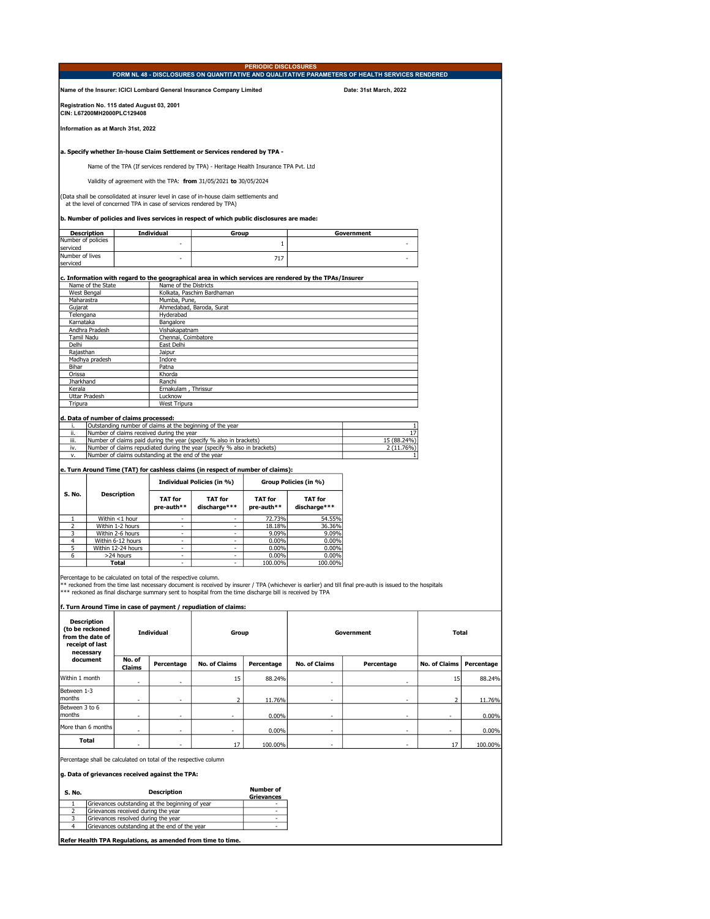## PERIODIC DISCLOSURES

## FORM NL 48 - DISCLOSURES ON QUANTITATIVE AND QUALITATIVE PARAMETERS OF HEALTH SERVICES RENDERED

**Name of the Insurer: ICICI Lombard General Insurance Company Limited** **Date: 31st March, 2022**

**Registration No. 115 dated August 03, 2001**
**CIN: L67200MH2000PLC129408**

**Information as at March 31st, 2022**

**a. Specify whether In-house Claim Settlement or Services rendered by TPA -**

Name of the TPA (If services rendered by TPA) - Heritage Health Insurance TPA Pvt. Ltd

Validity of agreement with the TPA: **from** 31/05/2021 **to** 30/05/2024

(Data shall be consolidated at insurer level in case of in-house claim settlements and at the level of concerned TPA in case of services rendered by TPA)

**b. Number of policies and lives services in respect of which public disclosures are made:**

| Description | Individual | Group | Government |
|---|---|---|---|
| Number of policies serviced | - | 1 | - |
| Number of lives serviced | - | 717 | - |

**c. Information with regard to the geographical area in which services are rendered by the TPAs/Insurer**

| Name of the State | Name of the Districts |
|---|---|
| West Bengal | Kolkata, Paschim Bardhaman |
| Maharastra | Mumba, Pune, |
| Gujarat | Ahmedabad, Baroda, Surat |
| Telengana | Hyderabad |
| Karnataka | Bangalore |
| Andhra Pradesh | Vishakapatnam |
| Tamil Nadu | Chennai, Coimbatore |
| Delhi | East Delhi |
| Rajasthan | Jaipur |
| Madhya pradesh | Indore |
| Bihar | Patna |
| Orissa | Khorda |
| Jharkhand | Ranchi |
| Kerala | Ernakulam , Thrissur |
| Uttar Pradesh | Lucknow |
| Tripura | West Tripura |

**d. Data of number of claims processed:**

| | | |
|---|---|---|
| i. | Outstanding number of claims at the beginning of the year | 1 |
| ii. | Number of claims received during the year | 17 |
| iii. | Number of claims paid during the year (specify % also in brackets) | 15 (88.24%) |
| iv. | Number of claims repudiated during the year (specify % also in brackets) | 2 (11.76%) |
| v. | Number of claims outstanding at the end of the year | 1 |

**e. Turn Around Time (TAT) for cashless claims (in respect of number of claims):**

| S. No. | Description | Individual Policies (in %) | | Group Policies (in %) | |
|---|---|---|---|---|---|
| | | TAT for pre-auth** | TAT for discharge*** | TAT for pre-auth** | TAT for discharge*** |
| 1 | Within <1 hour | - | - | 72.73% | 54.55% |
| 2 | Within 1-2 hours | - | - | 18.18% | 36.36% |
| 3 | Within 2-6 hours | - | - | 9.09% | 9.09% |
| 4 | Within 6-12 hours | - | - | 0.00% | 0.00% |
| 5 | Within 12-24 hours | - | - | 0.00% | 0.00% |
| 6 | >24 hours | - | - | 0.00% | 0.00% |
| | **Total** | - | - | 100.00% | 100.00% |

Percentage to be calculated on total of the respective column.
** reckoned from the time last necessary document is received by insurer / TPA (whichever is earlier) and till final pre-auth is issued to the hospitals
*** reckoned as final discharge summary sent to hospital from the time discharge bill is received by TPA

**f. Turn Around Time in case of payment / repudiation of claims:**

| Description (to be reckoned from the date of receipt of last necessary document | Individual | | Group | | Government | | Total | |
|---|---|---|---|---|---|---|---|---|
| | No. of Claims | Percentage | No. of Claims | Percentage | No. of Claims | Percentage | No. of Claims | Percentage |
| Within 1 month | - | - | 15 | 88.24% | - | - | 15 | 88.24% |
| Between 1-3 months | - | - | 2 | 11.76% | - | - | 2 | 11.76% |
| Between 3 to 6 months | - | - | - | 0.00% | - | - | - | 0.00% |
| More than 6 months | - | - | - | 0.00% | - | - | - | 0.00% |
| **Total** | - | - | 17 | 100.00% | - | - | 17 | 100.00% |

Percentage shall be calculated on total of the respective column

**g. Data of grievances received against the TPA:**

| S. No. | Description | Number of Grievances |
|---|---|---|
| 1 | Grievances outstanding at the beginning of year | - |
| 2 | Grievances received during the year | - |
| 3 | Grievances resolved during the year | - |
| 4 | Grievances outstanding at the end of the year | - |

**Refer Health TPA Regulations, as amended from time to time.**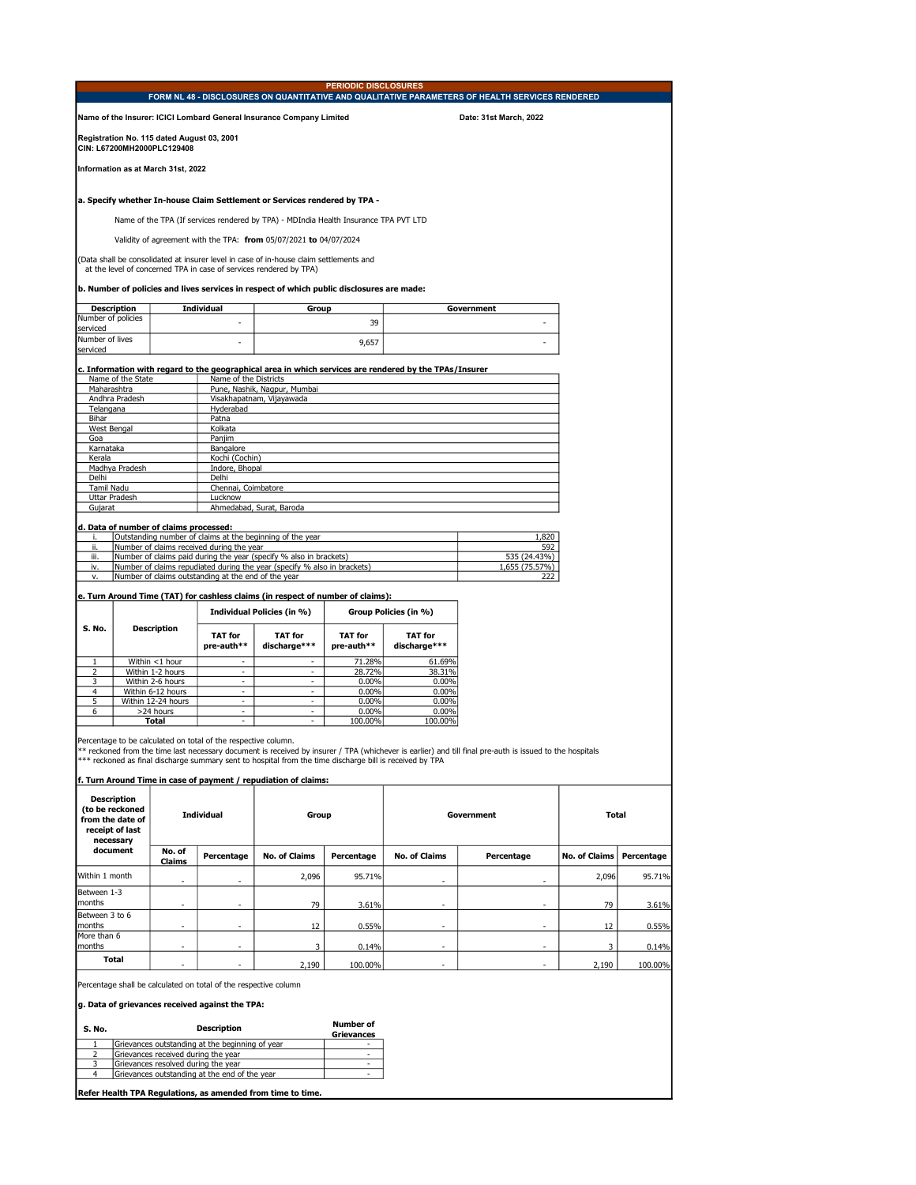# PERIODIC DISCLOSURES

## FORM NL 48 - DISCLOSURES ON QUANTITATIVE AND QUALITATIVE PARAMETERS OF HEALTH SERVICES RENDERED

**Name of the Insurer: ICICI Lombard General Insurance Company Limited** **Date: 31st March, 2022**

**Registration No. 115 dated August 03, 2001**
**CIN: L67200MH2000PLC129408**

**Information as at March 31st, 2022**

**a. Specify whether In-house Claim Settlement or Services rendered by TPA -**

Name of the TPA (If services rendered by TPA) - MDIndia Health Insurance TPA PVT LTD

Validity of agreement with the TPA: **from** 05/07/2021 **to** 04/07/2024

(Data shall be consolidated at insurer level in case of in-house claim settlements and at the level of concerned TPA in case of services rendered by TPA)

**b. Number of policies and lives services in respect of which public disclosures are made:**

| Description | Individual | Group | Government |
|---|---|---|---|
| Number of policies serviced | - | 39 | - |
| Number of lives serviced | - | 9,657 | - |

**c. Information with regard to the geographical area in which services are rendered by the TPAs/Insurer**

| Name of the State | Name of the Districts |
|---|---|
| Maharashtra | Pune, Nashik, Nagpur, Mumbai |
| Andhra Pradesh | Visakhapatnam, Vijayawada |
| Telangana | Hyderabad |
| Bihar | Patna |
| West Bengal | Kolkata |
| Goa | Panjim |
| Karnataka | Bangalore |
| Kerala | Kochi (Cochin) |
| Madhya Pradesh | Indore, Bhopal |
| Delhi | Delhi |
| Tamil Nadu | Chennai, Coimbatore |
| Uttar Pradesh | Lucknow |
| Gujarat | Ahmedabad, Surat, Baroda |

**d. Data of number of claims processed:**

| | | |
|---|---|---|
| i. | Outstanding number of claims at the beginning of the year | 1,820 |
| ii. | Number of claims received during the year | 592 |
| iii. | Number of claims paid during the year (specify % also in brackets) | 535 (24.43%) |
| iv. | Number of claims repudiated during the year (specify % also in brackets) | 1,655 (75.57%) |
| v. | Number of claims outstanding at the end of the year | 222 |

**e. Turn Around Time (TAT) for cashless claims (in respect of number of claims):**

| S. No. | Description | Individual Policies (in %) | | Group Policies (in %) | |
|---|---|---|---|---|---|
| | | TAT for pre-auth** | TAT for discharge*** | TAT for pre-auth** | TAT for discharge*** |
| 1 | Within <1 hour | - | - | 71.28% | 61.69% |
| 2 | Within 1-2 hours | - | - | 28.72% | 38.31% |
| 3 | Within 2-6 hours | - | - | 0.00% | 0.00% |
| 4 | Within 6-12 hours | - | - | 0.00% | 0.00% |
| 5 | Within 12-24 hours | - | - | 0.00% | 0.00% |
| 6 | >24 hours | - | - | 0.00% | 0.00% |
| | **Total** | - | - | 100.00% | 100.00% |

Percentage to be calculated on total of the respective column.
** reckoned from the time last necessary document is received by insurer / TPA (whichever is earlier) and till final pre-auth is issued to the hospitals
*** reckoned as final discharge summary sent to hospital from the time discharge bill is received by TPA

**f. Turn Around Time in case of payment / repudiation of claims:**

| Description (to be reckoned from the date of receipt of last necessary document) | Individual | | Group | | Government | | Total | |
|---|---|---|---|---|---|---|---|---|
| | No. of Claims | Percentage | No. of Claims | Percentage | No. of Claims | Percentage | No. of Claims | Percentage |
| Within 1 month | - | - | 2,096 | 95.71% | - | - | 2,096 | 95.71% |
| Between 1-3 months | - | - | 79 | 3.61% | - | - | 79 | 3.61% |
| Between 3 to 6 months | - | - | 12 | 0.55% | - | - | 12 | 0.55% |
| More than 6 months | - | - | 3 | 0.14% | - | - | 3 | 0.14% |
| **Total** | - | - | 2,190 | 100.00% | - | - | 2,190 | 100.00% |

Percentage shall be calculated on total of the respective column

**g. Data of grievances received against the TPA:**

| S. No. | Description | Number of Grievances |
|---|---|---|
| 1 | Grievances outstanding at the beginning of year | - |
| 2 | Grievances received during the year | - |
| 3 | Grievances resolved during the year | - |
| 4 | Grievances outstanding at the end of the year | - |

**Refer Health TPA Regulations, as amended from time to time.**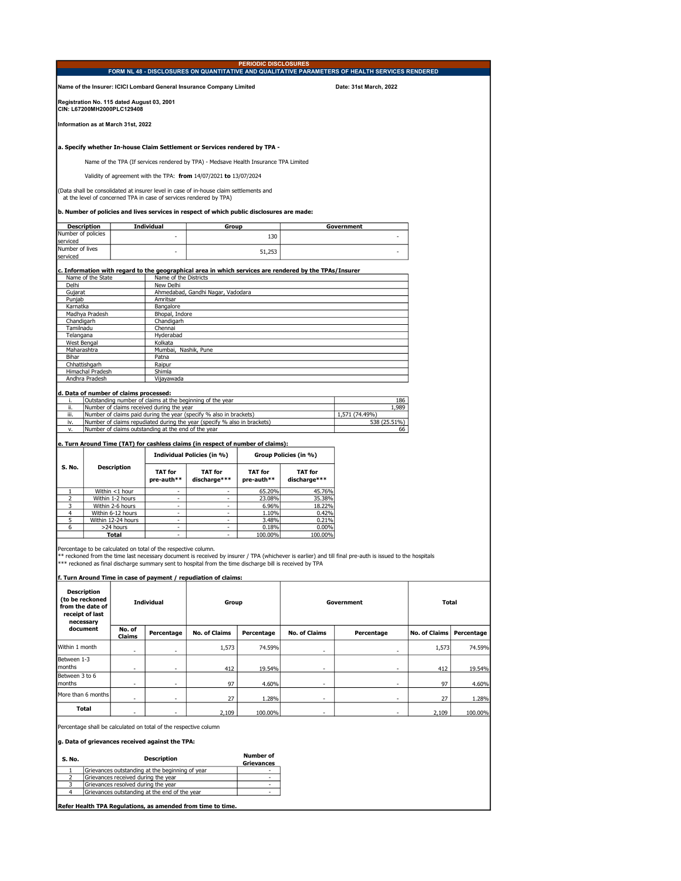## PERIODIC DISCLOSURES

## FORM NL 48 - DISCLOSURES ON QUANTITATIVE AND QUALITATIVE PARAMETERS OF HEALTH SERVICES RENDERED

**Name of the Insurer: ICICI Lombard General Insurance Company Limited** **Date: 31st March, 2022**

**Registration No. 115 dated August 03, 2001**
**CIN: L67200MH2000PLC129408**

**Information as at March 31st, 2022**

**a. Specify whether In-house Claim Settlement or Services rendered by TPA -**

Name of the TPA (If services rendered by TPA) - Medsave Health Insurance TPA Limited

Validity of agreement with the TPA: **from** 14/07/2021 **to** 13/07/2024

(Data shall be consolidated at insurer level in case of in-house claim settlements and at the level of concerned TPA in case of services rendered by TPA)

**b. Number of policies and lives services in respect of which public disclosures are made:**

| Description | Individual | Group | Government |
|---|---|---|---|
| Number of policies serviced | - | 130 | - |
| Number of lives serviced | - | 51,253 | - |

**c. Information with regard to the geographical area in which services are rendered by the TPAs/Insurer**

| Name of the State | Name of the Districts |
|---|---|
| Delhi | New Delhi |
| Gujarat | Ahmedabad, Gandhi Nagar, Vadodara |
| Punjab | Amritsar |
| Karnatka | Bangalore |
| Madhya Pradesh | Bhopal, Indore |
| Chandigarh | Chandigarh |
| Tamilnadu | Chennai |
| Telangana | Hyderabad |
| West Bengal | Kolkata |
| Maharashtra | Mumbai, Nashik, Pune |
| Bihar | Patna |
| Chhattishgarh | Raipur |
| Himachal Pradesh | Shimla |
| Andhra Pradesh | Vijayawada |

**d. Data of number of claims processed:**

| | | |
|---|---|---|
| i. | Outstanding number of claims at the beginning of the year | 186 |
| ii. | Number of claims received during the year | 1,989 |
| iii. | Number of claims paid during the year (specify % also in brackets) | 1,571 (74.49%) |
| iv. | Number of claims repudiated during the year (specify % also in brackets) | 538 (25.51%) |
| v. | Number of claims outstanding at the end of the year | 66 |

**e. Turn Around Time (TAT) for cashless claims (in respect of number of claims):**

| S. No. | Description | Individual Policies (in %) | | Group Policies (in %) | |
|---|---|---|---|---|---|
| | | TAT for pre-auth** | TAT for discharge*** | TAT for pre-auth** | TAT for discharge*** |
| 1 | Within <1 hour | - | - | 65.20% | 45.76% |
| 2 | Within 1-2 hours | - | - | 23.08% | 35.38% |
| 3 | Within 2-6 hours | - | - | 6.96% | 18.22% |
| 4 | Within 6-12 hours | - | - | 1.10% | 0.42% |
| 5 | Within 12-24 hours | - | - | 3.48% | 0.21% |
| 6 | >24 hours | - | - | 0.18% | 0.00% |
| | **Total** | - | - | 100.00% | 100.00% |

Percentage to be calculated on total of the respective column.
** reckoned from the time last necessary document is received by insurer / TPA (whichever is earlier) and till final pre-auth is issued to the hospitals
*** reckoned as final discharge summary sent to hospital from the time discharge bill is received by TPA

**f. Turn Around Time in case of payment / repudiation of claims:**

| Description (to be reckoned from the date of receipt of last necessary document | Individual | | Group | | Government | | Total | |
|---|---|---|---|---|---|---|---|---|
| | No. of Claims | Percentage | No. of Claims | Percentage | No. of Claims | Percentage | No. of Claims | Percentage |
| Within 1 month | - | - | 1,573 | 74.59% | - | - | 1,573 | 74.59% |
| Between 1-3 months | - | - | 412 | 19.54% | - | - | 412 | 19.54% |
| Between 3 to 6 months | - | - | 97 | 4.60% | - | - | 97 | 4.60% |
| More than 6 months | - | - | 27 | 1.28% | - | - | 27 | 1.28% |
| **Total** | - | - | 2,109 | 100.00% | - | - | 2,109 | 100.00% |

Percentage shall be calculated on total of the respective column

**g. Data of grievances received against the TPA:**

| S. No. | Description | Number of Grievances |
|---|---|---|
| 1 | Grievances outstanding at the beginning of year | - |
| 2 | Grievances received during the year | - |
| 3 | Grievances resolved during the year | - |
| 4 | Grievances outstanding at the end of the year | - |

**Refer Health TPA Regulations, as amended from time to time.**